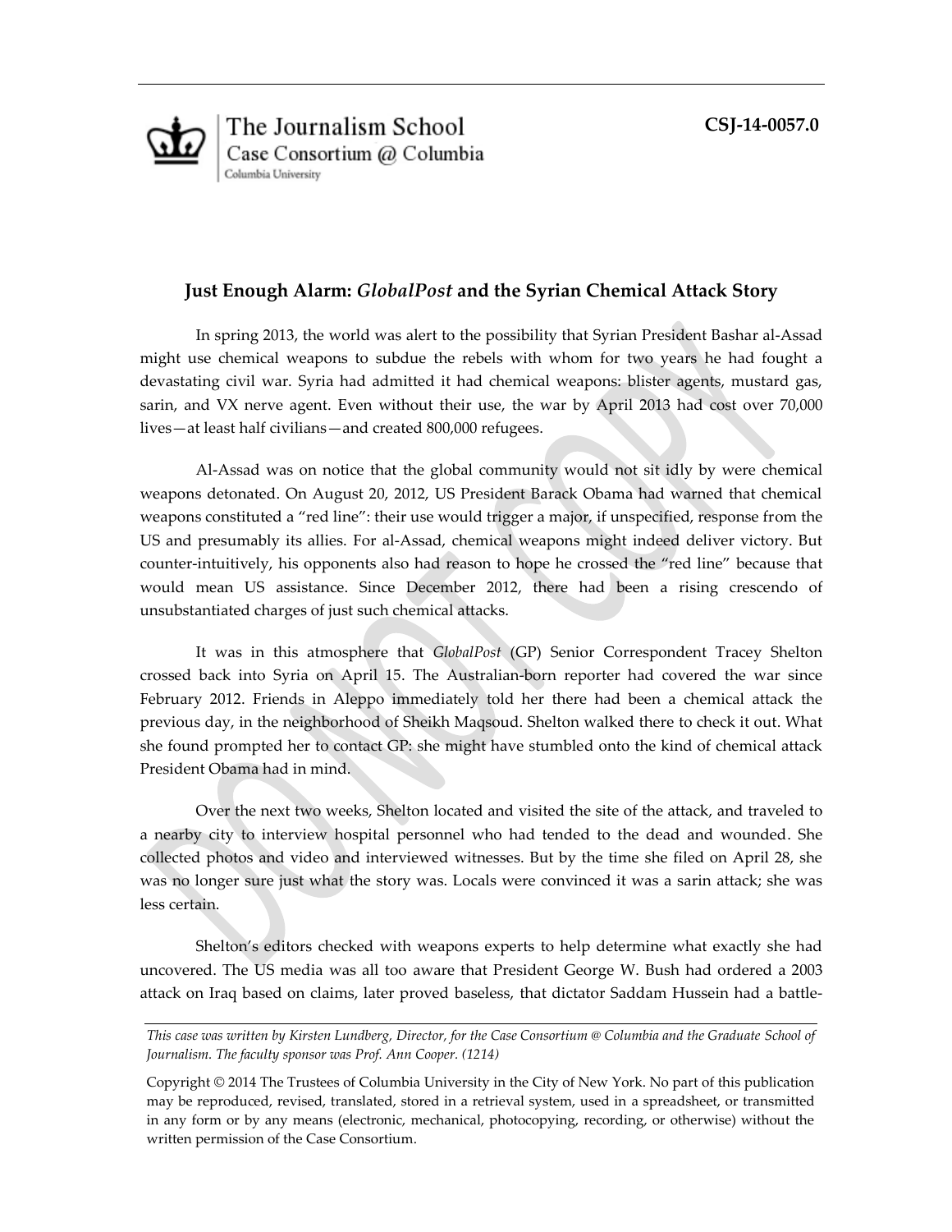The Journalism School
Case Consortium @ Columbia
Columbia University

**CSJ-14-0057.0**

# Just Enough Alarm: *GlobalPost* and the Syrian Chemical Attack Story

In spring 2013, the world was alert to the possibility that Syrian President Bashar al-Assad might use chemical weapons to subdue the rebels with whom for two years he had fought a devastating civil war. Syria had admitted it had chemical weapons: blister agents, mustard gas, sarin, and VX nerve agent. Even without their use, the war by April 2013 had cost over 70,000 lives—at least half civilians—and created 800,000 refugees.

Al-Assad was on notice that the global community would not sit idly by were chemical weapons detonated. On August 20, 2012, US President Barack Obama had warned that chemical weapons constituted a "red line": their use would trigger a major, if unspecified, response from the US and presumably its allies. For al-Assad, chemical weapons might indeed deliver victory. But counter-intuitively, his opponents also had reason to hope he crossed the "red line" because that would mean US assistance. Since December 2012, there had been a rising crescendo of unsubstantiated charges of just such chemical attacks.

It was in this atmosphere that *GlobalPost* (GP) Senior Correspondent Tracey Shelton crossed back into Syria on April 15. The Australian-born reporter had covered the war since February 2012. Friends in Aleppo immediately told her there had been a chemical attack the previous day, in the neighborhood of Sheikh Maqsoud. Shelton walked there to check it out. What she found prompted her to contact GP: she might have stumbled onto the kind of chemical attack President Obama had in mind.

Over the next two weeks, Shelton located and visited the site of the attack, and traveled to a nearby city to interview hospital personnel who had tended to the dead and wounded. She collected photos and video and interviewed witnesses. But by the time she filed on April 28, she was no longer sure just what the story was. Locals were convinced it was a sarin attack; she was less certain.

Shelton's editors checked with weapons experts to help determine what exactly she had uncovered. The US media was all too aware that President George W. Bush had ordered a 2003 attack on Iraq based on claims, later proved baseless, that dictator Saddam Hussein had a battle-

*This case was written by Kirsten Lundberg, Director, for the Case Consortium @ Columbia and the Graduate School of Journalism. The faculty sponsor was Prof. Ann Cooper. (1214)*

Copyright © 2014 The Trustees of Columbia University in the City of New York. No part of this publication may be reproduced, revised, translated, stored in a retrieval system, used in a spreadsheet, or transmitted in any form or by any means (electronic, mechanical, photocopying, recording, or otherwise) without the written permission of the Case Consortium.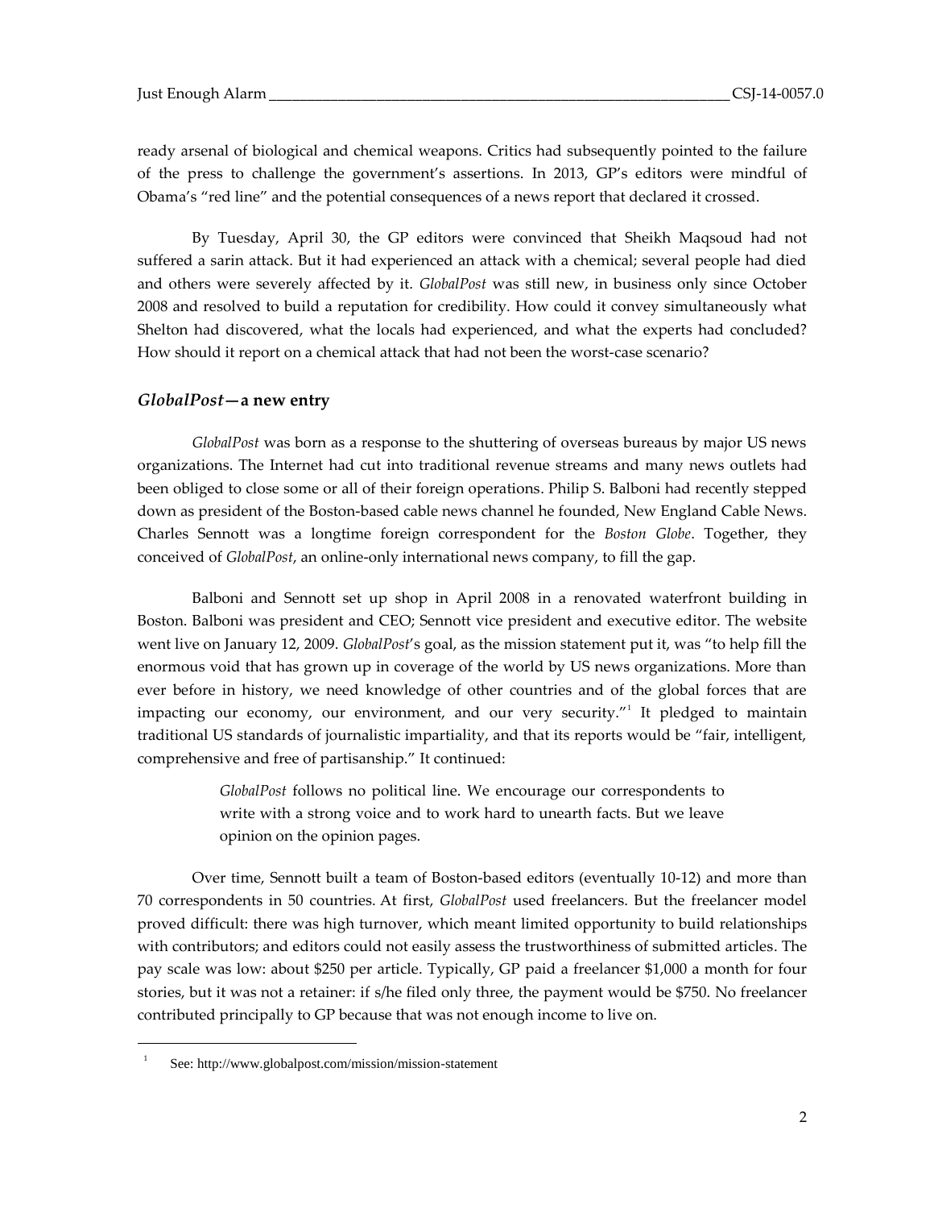ready arsenal of biological and chemical weapons. Critics had subsequently pointed to the failure of the press to challenge the government's assertions. In 2013, GP's editors were mindful of Obama's "red line" and the potential consequences of a news report that declared it crossed.

By Tuesday, April 30, the GP editors were convinced that Sheikh Maqsoud had not suffered a sarin attack. But it had experienced an attack with a chemical; several people had died and others were severely affected by it. *GlobalPost* was still new, in business only since October 2008 and resolved to build a reputation for credibility. How could it convey simultaneously what Shelton had discovered, what the locals had experienced, and what the experts had concluded? How should it report on a chemical attack that had not been the worst-case scenario?

## *GlobalPost*—a new entry

*GlobalPost* was born as a response to the shuttering of overseas bureaus by major US news organizations. The Internet had cut into traditional revenue streams and many news outlets had been obliged to close some or all of their foreign operations. Philip S. Balboni had recently stepped down as president of the Boston-based cable news channel he founded, New England Cable News. Charles Sennott was a longtime foreign correspondent for the *Boston Globe*. Together, they conceived of *GlobalPost*, an online-only international news company, to fill the gap.

Balboni and Sennott set up shop in April 2008 in a renovated waterfront building in Boston. Balboni was president and CEO; Sennott vice president and executive editor. The website went live on January 12, 2009. *GlobalPost*'s goal, as the mission statement put it, was "to help fill the enormous void that has grown up in coverage of the world by US news organizations. More than ever before in history, we need knowledge of other countries and of the global forces that are impacting our economy, our environment, and our very security."[1] It pledged to maintain traditional US standards of journalistic impartiality, and that its reports would be "fair, intelligent, comprehensive and free of partisanship." It continued:

> *GlobalPost* follows no political line. We encourage our correspondents to write with a strong voice and to work hard to unearth facts. But we leave opinion on the opinion pages.

Over time, Sennott built a team of Boston-based editors (eventually 10-12) and more than 70 correspondents in 50 countries. At first, *GlobalPost* used freelancers. But the freelancer model proved difficult: there was high turnover, which meant limited opportunity to build relationships with contributors; and editors could not easily assess the trustworthiness of submitted articles. The pay scale was low: about $250 per article. Typically, GP paid a freelancer $1,000 a month for four stories, but it was not a retainer: if s/he filed only three, the payment would be $750. No freelancer contributed principally to GP because that was not enough income to live on.

---

[1] See: http://www.globalpost.com/mission/mission-statement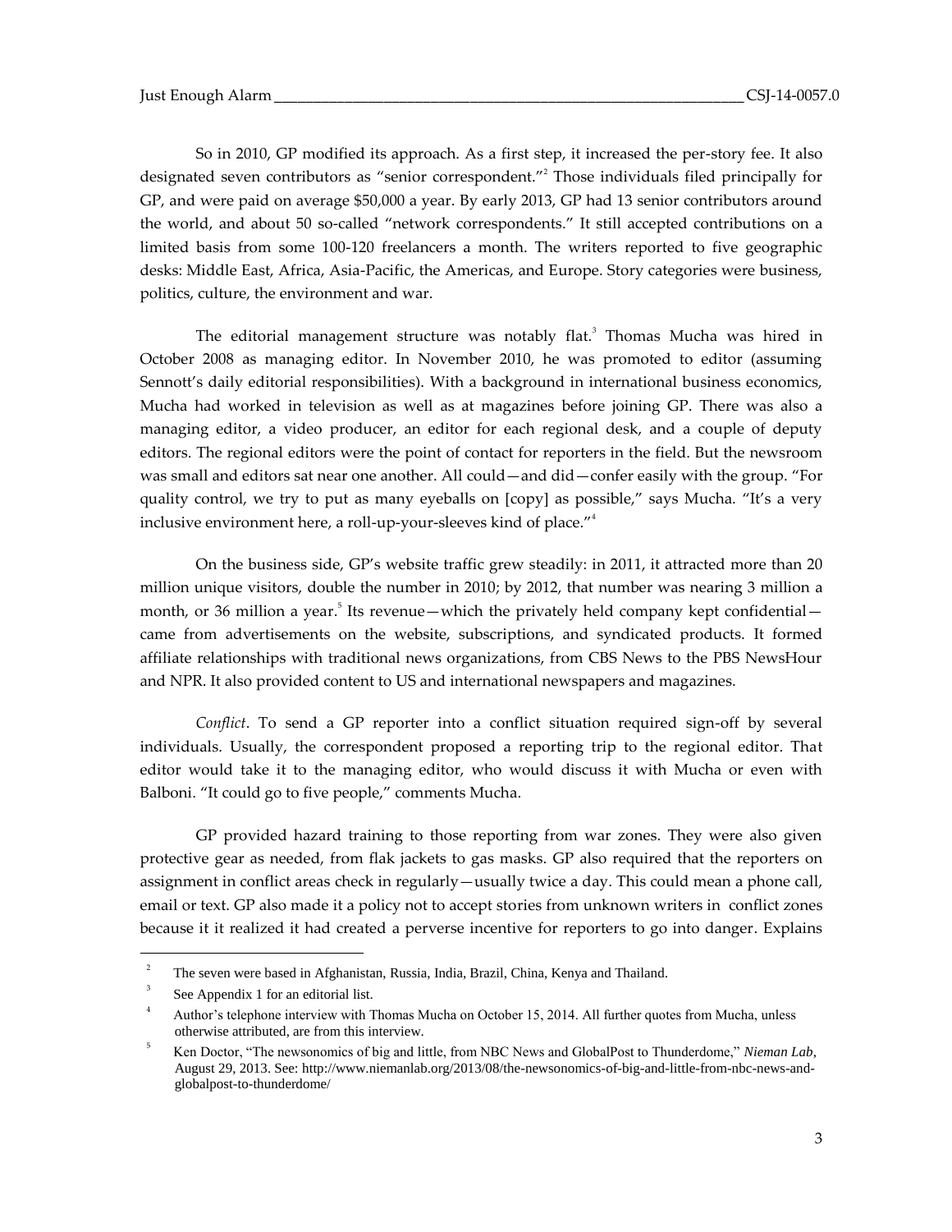So in 2010, GP modified its approach. As a first step, it increased the per-story fee. It also designated seven contributors as "senior correspondent."[2] Those individuals filed principally for GP, and were paid on average $50,000 a year. By early 2013, GP had 13 senior contributors around the world, and about 50 so-called "network correspondents." It still accepted contributions on a limited basis from some 100-120 freelancers a month. The writers reported to five geographic desks: Middle East, Africa, Asia-Pacific, the Americas, and Europe. Story categories were business, politics, culture, the environment and war.

The editorial management structure was notably flat.[3] Thomas Mucha was hired in October 2008 as managing editor. In November 2010, he was promoted to editor (assuming Sennott's daily editorial responsibilities). With a background in international business economics, Mucha had worked in television as well as at magazines before joining GP. There was also a managing editor, a video producer, an editor for each regional desk, and a couple of deputy editors. The regional editors were the point of contact for reporters in the field. But the newsroom was small and editors sat near one another. All could—and did—confer easily with the group. "For quality control, we try to put as many eyeballs on [copy] as possible," says Mucha. "It's a very inclusive environment here, a roll-up-your-sleeves kind of place."[4]

On the business side, GP's website traffic grew steadily: in 2011, it attracted more than 20 million unique visitors, double the number in 2010; by 2012, that number was nearing 3 million a month, or 36 million a year.[5] Its revenue—which the privately held company kept confidential—came from advertisements on the website, subscriptions, and syndicated products. It formed affiliate relationships with traditional news organizations, from CBS News to the PBS NewsHour and NPR. It also provided content to US and international newspapers and magazines.

*Conflict*. To send a GP reporter into a conflict situation required sign-off by several individuals. Usually, the correspondent proposed a reporting trip to the regional editor. That editor would take it to the managing editor, who would discuss it with Mucha or even with Balboni. "It could go to five people," comments Mucha.

GP provided hazard training to those reporting from war zones. They were also given protective gear as needed, from flak jackets to gas masks. GP also required that the reporters on assignment in conflict areas check in regularly—usually twice a day. This could mean a phone call, email or text. GP also made it a policy not to accept stories from unknown writers in conflict zones because it it realized it had created a perverse incentive for reporters to go into danger. Explains

---

[2] The seven were based in Afghanistan, Russia, India, Brazil, China, Kenya and Thailand.

[3] See Appendix 1 for an editorial list.

[4] Author's telephone interview with Thomas Mucha on October 15, 2014. All further quotes from Mucha, unless otherwise attributed, are from this interview.

[5] Ken Doctor, "The newsonomics of big and little, from NBC News and GlobalPost to Thunderdome," *Nieman Lab*, August 29, 2013. See: http://www.niemanlab.org/2013/08/the-newsonomics-of-big-and-little-from-nbc-news-and-globalpost-to-thunderdome/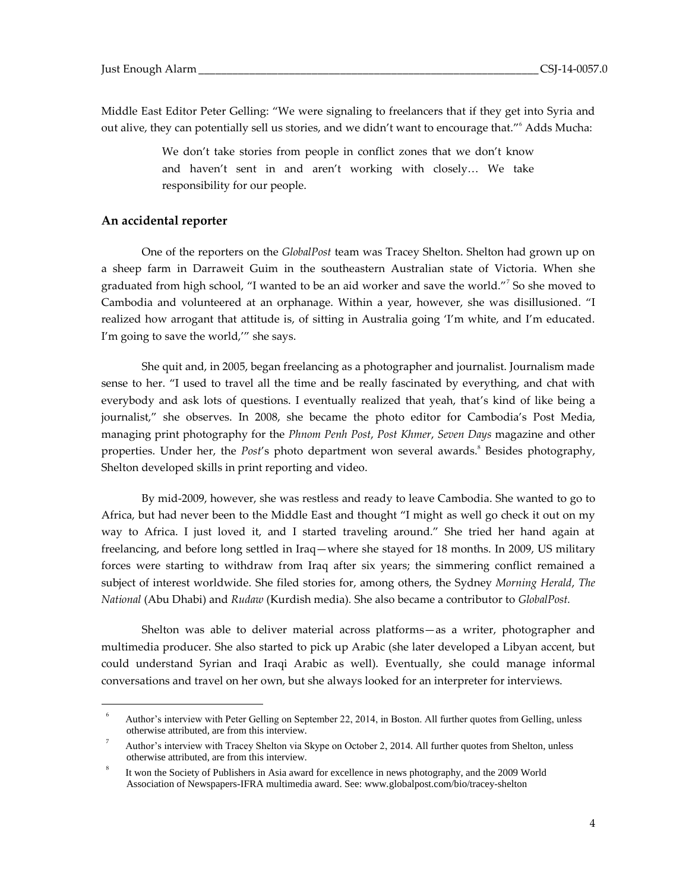Middle East Editor Peter Gelling: "We were signaling to freelancers that if they get into Syria and out alive, they can potentially sell us stories, and we didn't want to encourage that."[6] Adds Mucha:

> We don't take stories from people in conflict zones that we don't know and haven't sent in and aren't working with closely… We take responsibility for our people.

## An accidental reporter

One of the reporters on the *GlobalPost* team was Tracey Shelton. Shelton had grown up on a sheep farm in Darraweit Guim in the southeastern Australian state of Victoria. When she graduated from high school, "I wanted to be an aid worker and save the world."[7] So she moved to Cambodia and volunteered at an orphanage. Within a year, however, she was disillusioned. "I realized how arrogant that attitude is, of sitting in Australia going 'I'm white, and I'm educated. I'm going to save the world,'" she says.

She quit and, in 2005, began freelancing as a photographer and journalist. Journalism made sense to her. "I used to travel all the time and be really fascinated by everything, and chat with everybody and ask lots of questions. I eventually realized that yeah, that's kind of like being a journalist," she observes. In 2008, she became the photo editor for Cambodia's Post Media, managing print photography for the *Phnom Penh Post*, *Post Khmer*, *Seven Days* magazine and other properties. Under her, the *Post*'s photo department won several awards.[8] Besides photography, Shelton developed skills in print reporting and video.

By mid-2009, however, she was restless and ready to leave Cambodia. She wanted to go to Africa, but had never been to the Middle East and thought "I might as well go check it out on my way to Africa. I just loved it, and I started traveling around." She tried her hand again at freelancing, and before long settled in Iraq—where she stayed for 18 months. In 2009, US military forces were starting to withdraw from Iraq after six years; the simmering conflict remained a subject of interest worldwide. She filed stories for, among others, the Sydney *Morning Herald*, *The National* (Abu Dhabi) and *Rudaw* (Kurdish media). She also became a contributor to *GlobalPost.*

Shelton was able to deliver material across platforms—as a writer, photographer and multimedia producer. She also started to pick up Arabic (she later developed a Libyan accent, but could understand Syrian and Iraqi Arabic as well). Eventually, she could manage informal conversations and travel on her own, but she always looked for an interpreter for interviews.

---

[6] Author's interview with Peter Gelling on September 22, 2014, in Boston. All further quotes from Gelling, unless otherwise attributed, are from this interview.

[7] Author's interview with Tracey Shelton via Skype on October 2, 2014. All further quotes from Shelton, unless otherwise attributed, are from this interview.

[8] It won the Society of Publishers in Asia award for excellence in news photography, and the 2009 World Association of Newspapers-IFRA multimedia award. See: www.globalpost.com/bio/tracey-shelton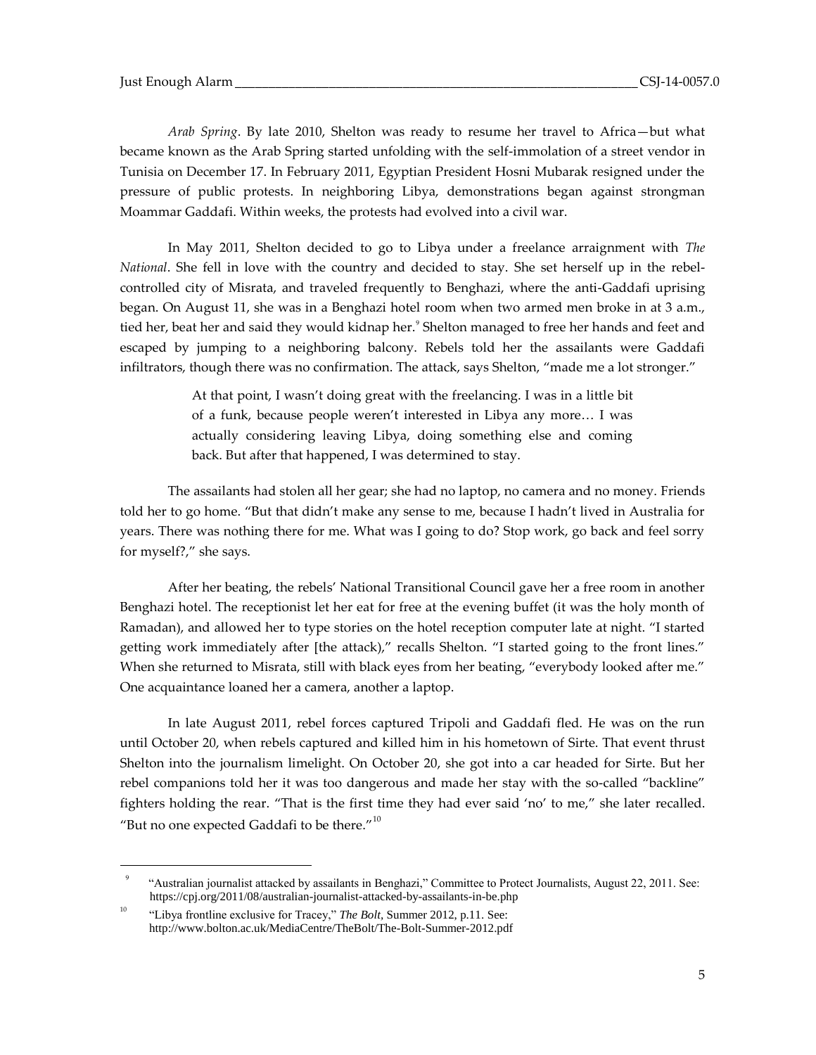*Arab Spring*. By late 2010, Shelton was ready to resume her travel to Africa—but what became known as the Arab Spring started unfolding with the self-immolation of a street vendor in Tunisia on December 17. In February 2011, Egyptian President Hosni Mubarak resigned under the pressure of public protests. In neighboring Libya, demonstrations began against strongman Moammar Gaddafi. Within weeks, the protests had evolved into a civil war.

In May 2011, Shelton decided to go to Libya under a freelance arraignment with *The National*. She fell in love with the country and decided to stay. She set herself up in the rebel-controlled city of Misrata, and traveled frequently to Benghazi, where the anti-Gaddafi uprising began. On August 11, she was in a Benghazi hotel room when two armed men broke in at 3 a.m., tied her, beat her and said they would kidnap her.[9] Shelton managed to free her hands and feet and escaped by jumping to a neighboring balcony. Rebels told her the assailants were Gaddafi infiltrators, though there was no confirmation. The attack, says Shelton, "made me a lot stronger."

> At that point, I wasn't doing great with the freelancing. I was in a little bit of a funk, because people weren't interested in Libya any more… I was actually considering leaving Libya, doing something else and coming back. But after that happened, I was determined to stay.

The assailants had stolen all her gear; she had no laptop, no camera and no money. Friends told her to go home. "But that didn't make any sense to me, because I hadn't lived in Australia for years. There was nothing there for me. What was I going to do? Stop work, go back and feel sorry for myself?," she says.

After her beating, the rebels' National Transitional Council gave her a free room in another Benghazi hotel. The receptionist let her eat for free at the evening buffet (it was the holy month of Ramadan), and allowed her to type stories on the hotel reception computer late at night. "I started getting work immediately after [the attack)," recalls Shelton. "I started going to the front lines." When she returned to Misrata, still with black eyes from her beating, "everybody looked after me." One acquaintance loaned her a camera, another a laptop.

In late August 2011, rebel forces captured Tripoli and Gaddafi fled. He was on the run until October 20, when rebels captured and killed him in his hometown of Sirte. That event thrust Shelton into the journalism limelight. On October 20, she got into a car headed for Sirte. But her rebel companions told her it was too dangerous and made her stay with the so-called "backline" fighters holding the rear. "That is the first time they had ever said 'no' to me," she later recalled. "But no one expected Gaddafi to be there."[10]

---

[9] "Australian journalist attacked by assailants in Benghazi," Committee to Protect Journalists, August 22, 2011. See: https://cpj.org/2011/08/australian-journalist-attacked-by-assailants-in-be.php

[10] "Libya frontline exclusive for Tracey," *The Bolt*, Summer 2012, p.11. See: http://www.bolton.ac.uk/MediaCentre/TheBolt/The-Bolt-Summer-2012.pdf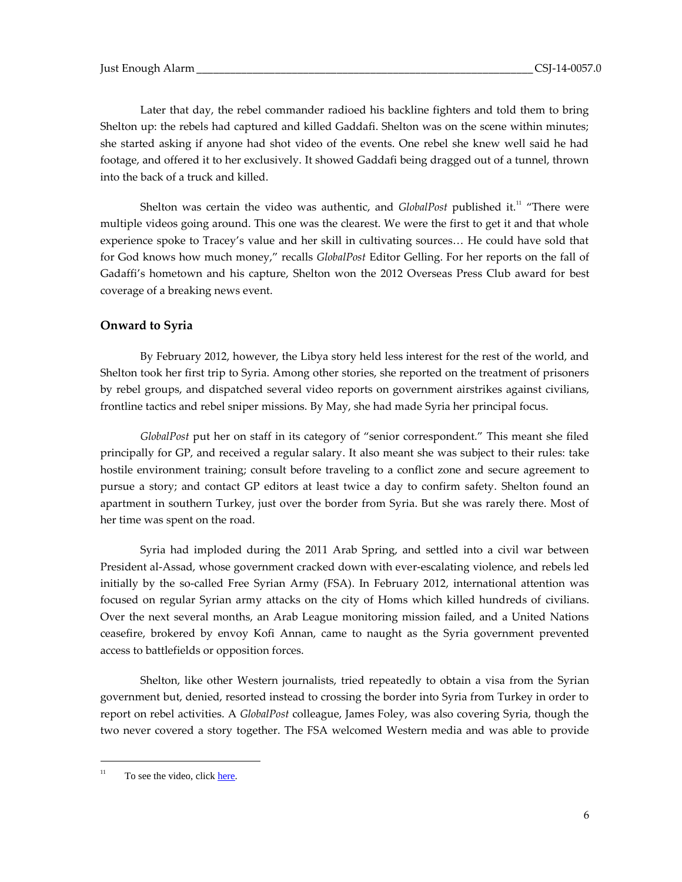Later that day, the rebel commander radioed his backline fighters and told them to bring Shelton up: the rebels had captured and killed Gaddafi. Shelton was on the scene within minutes; she started asking if anyone had shot video of the events. One rebel she knew well said he had footage, and offered it to her exclusively. It showed Gaddafi being dragged out of a tunnel, thrown into the back of a truck and killed.

Shelton was certain the video was authentic, and *GlobalPost* published it.[11] "There were multiple videos going around. This one was the clearest. We were the first to get it and that whole experience spoke to Tracey's value and her skill in cultivating sources… He could have sold that for God knows how much money," recalls *GlobalPost* Editor Gelling. For her reports on the fall of Gadaffi's hometown and his capture, Shelton won the 2012 Overseas Press Club award for best coverage of a breaking news event.

## Onward to Syria

By February 2012, however, the Libya story held less interest for the rest of the world, and Shelton took her first trip to Syria. Among other stories, she reported on the treatment of prisoners by rebel groups, and dispatched several video reports on government airstrikes against civilians, frontline tactics and rebel sniper missions. By May, she had made Syria her principal focus.

*GlobalPost* put her on staff in its category of "senior correspondent." This meant she filed principally for GP, and received a regular salary. It also meant she was subject to their rules: take hostile environment training; consult before traveling to a conflict zone and secure agreement to pursue a story; and contact GP editors at least twice a day to confirm safety. Shelton found an apartment in southern Turkey, just over the border from Syria. But she was rarely there. Most of her time was spent on the road.

Syria had imploded during the 2011 Arab Spring, and settled into a civil war between President al-Assad, whose government cracked down with ever-escalating violence, and rebels led initially by the so-called Free Syrian Army (FSA). In February 2012, international attention was focused on regular Syrian army attacks on the city of Homs which killed hundreds of civilians. Over the next several months, an Arab League monitoring mission failed, and a United Nations ceasefire, brokered by envoy Kofi Annan, came to naught as the Syria government prevented access to battlefields or opposition forces.

Shelton, like other Western journalists, tried repeatedly to obtain a visa from the Syrian government but, denied, resorted instead to crossing the border into Syria from Turkey in order to report on rebel activities. A *GlobalPost* colleague, James Foley, was also covering Syria, though the two never covered a story together. The FSA welcomed Western media and was able to provide

---

[11] To see the video, click here.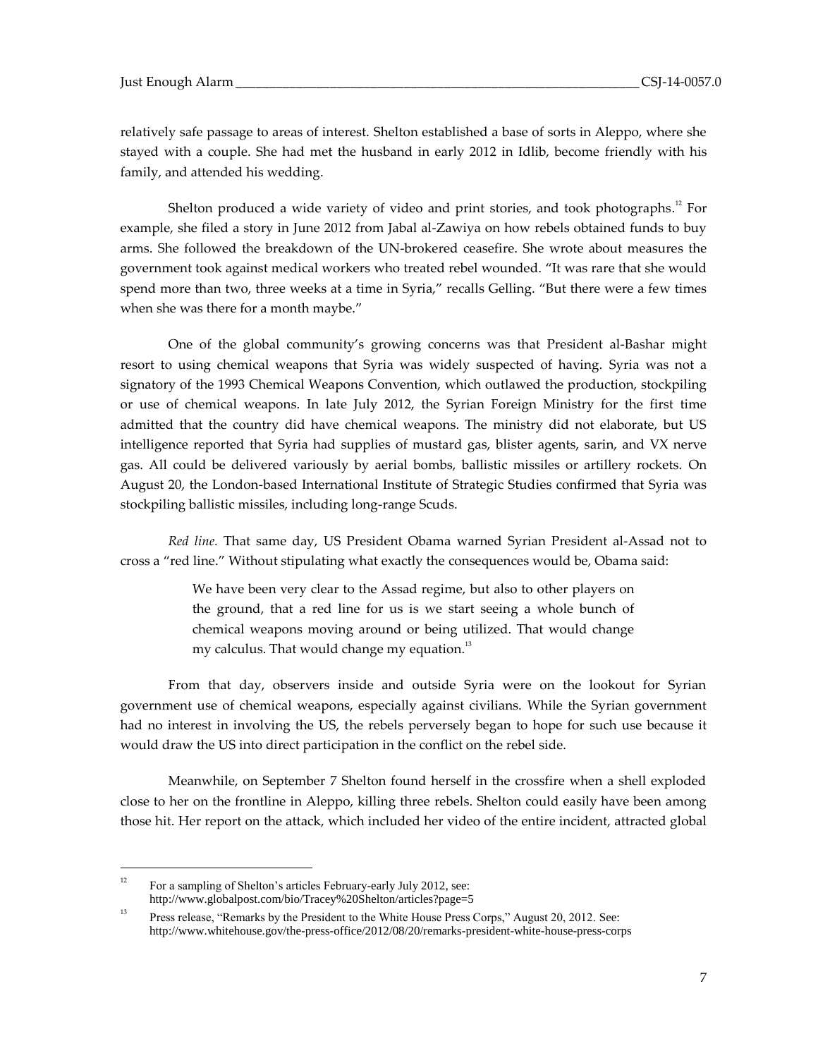relatively safe passage to areas of interest. Shelton established a base of sorts in Aleppo, where she stayed with a couple. She had met the husband in early 2012 in Idlib, become friendly with his family, and attended his wedding.

Shelton produced a wide variety of video and print stories, and took photographs.[12] For example, she filed a story in June 2012 from Jabal al-Zawiya on how rebels obtained funds to buy arms. She followed the breakdown of the UN-brokered ceasefire. She wrote about measures the government took against medical workers who treated rebel wounded. "It was rare that she would spend more than two, three weeks at a time in Syria," recalls Gelling. "But there were a few times when she was there for a month maybe."

One of the global community's growing concerns was that President al-Bashar might resort to using chemical weapons that Syria was widely suspected of having. Syria was not a signatory of the 1993 Chemical Weapons Convention, which outlawed the production, stockpiling or use of chemical weapons. In late July 2012, the Syrian Foreign Ministry for the first time admitted that the country did have chemical weapons. The ministry did not elaborate, but US intelligence reported that Syria had supplies of mustard gas, blister agents, sarin, and VX nerve gas. All could be delivered variously by aerial bombs, ballistic missiles or artillery rockets. On August 20, the London-based International Institute of Strategic Studies confirmed that Syria was stockpiling ballistic missiles, including long-range Scuds.

*Red line.* That same day, US President Obama warned Syrian President al-Assad not to cross a "red line." Without stipulating what exactly the consequences would be, Obama said:

> We have been very clear to the Assad regime, but also to other players on the ground, that a red line for us is we start seeing a whole bunch of chemical weapons moving around or being utilized. That would change my calculus. That would change my equation.[13]

From that day, observers inside and outside Syria were on the lookout for Syrian government use of chemical weapons, especially against civilians. While the Syrian government had no interest in involving the US, the rebels perversely began to hope for such use because it would draw the US into direct participation in the conflict on the rebel side.

Meanwhile, on September 7 Shelton found herself in the crossfire when a shell exploded close to her on the frontline in Aleppo, killing three rebels. Shelton could easily have been among those hit. Her report on the attack, which included her video of the entire incident, attracted global

---

[12] For a sampling of Shelton's articles February-early July 2012, see: http://www.globalpost.com/bio/Tracey%20Shelton/articles?page=5

[13] Press release, "Remarks by the President to the White House Press Corps," August 20, 2012. See: http://www.whitehouse.gov/the-press-office/2012/08/20/remarks-president-white-house-press-corps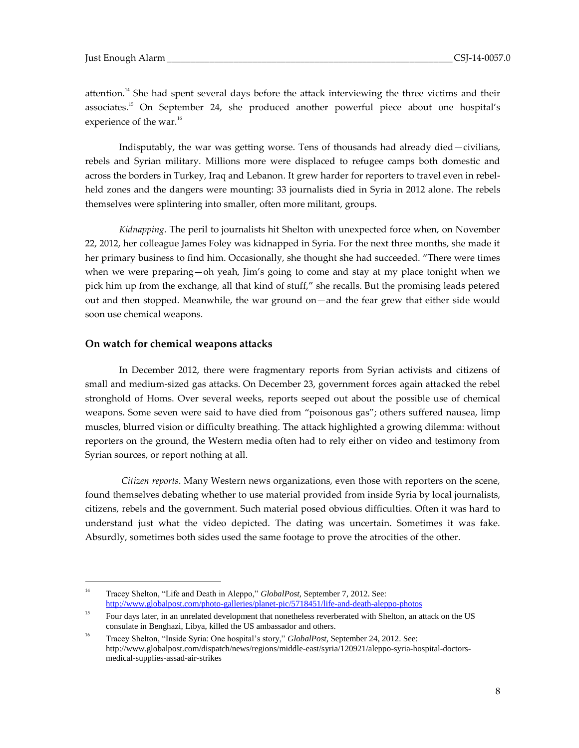attention.[14] She had spent several days before the attack interviewing the three victims and their associates.[15] On September 24, she produced another powerful piece about one hospital's experience of the war.[16]

Indisputably, the war was getting worse. Tens of thousands had already died—civilians, rebels and Syrian military. Millions more were displaced to refugee camps both domestic and across the borders in Turkey, Iraq and Lebanon. It grew harder for reporters to travel even in rebel-held zones and the dangers were mounting: 33 journalists died in Syria in 2012 alone. The rebels themselves were splintering into smaller, often more militant, groups.

*Kidnapping*. The peril to journalists hit Shelton with unexpected force when, on November 22, 2012, her colleague James Foley was kidnapped in Syria. For the next three months, she made it her primary business to find him. Occasionally, she thought she had succeeded. "There were times when we were preparing—oh yeah, Jim's going to come and stay at my place tonight when we pick him up from the exchange, all that kind of stuff," she recalls. But the promising leads petered out and then stopped. Meanwhile, the war ground on—and the fear grew that either side would soon use chemical weapons.

## On watch for chemical weapons attacks

In December 2012, there were fragmentary reports from Syrian activists and citizens of small and medium-sized gas attacks. On December 23, government forces again attacked the rebel stronghold of Homs. Over several weeks, reports seeped out about the possible use of chemical weapons. Some seven were said to have died from "poisonous gas"; others suffered nausea, limp muscles, blurred vision or difficulty breathing. The attack highlighted a growing dilemma: without reporters on the ground, the Western media often had to rely either on video and testimony from Syrian sources, or report nothing at all.

*Citizen reports*. Many Western news organizations, even those with reporters on the scene, found themselves debating whether to use material provided from inside Syria by local journalists, citizens, rebels and the government. Such material posed obvious difficulties. Often it was hard to understand just what the video depicted. The dating was uncertain. Sometimes it was fake. Absurdly, sometimes both sides used the same footage to prove the atrocities of the other.

---

[14] Tracey Shelton, "Life and Death in Aleppo," *GlobalPost*, September 7, 2012. See: http://www.globalpost.com/photo-galleries/planet-pic/5718451/life-and-death-aleppo-photos

[15] Four days later, in an unrelated development that nonetheless reverberated with Shelton, an attack on the US consulate in Benghazi, Libya, killed the US ambassador and others.

[16] Tracey Shelton, "Inside Syria: One hospital's story," *GlobalPost*, September 24, 2012. See: http://www.globalpost.com/dispatch/news/regions/middle-east/syria/120921/aleppo-syria-hospital-doctors-medical-supplies-assad-air-strikes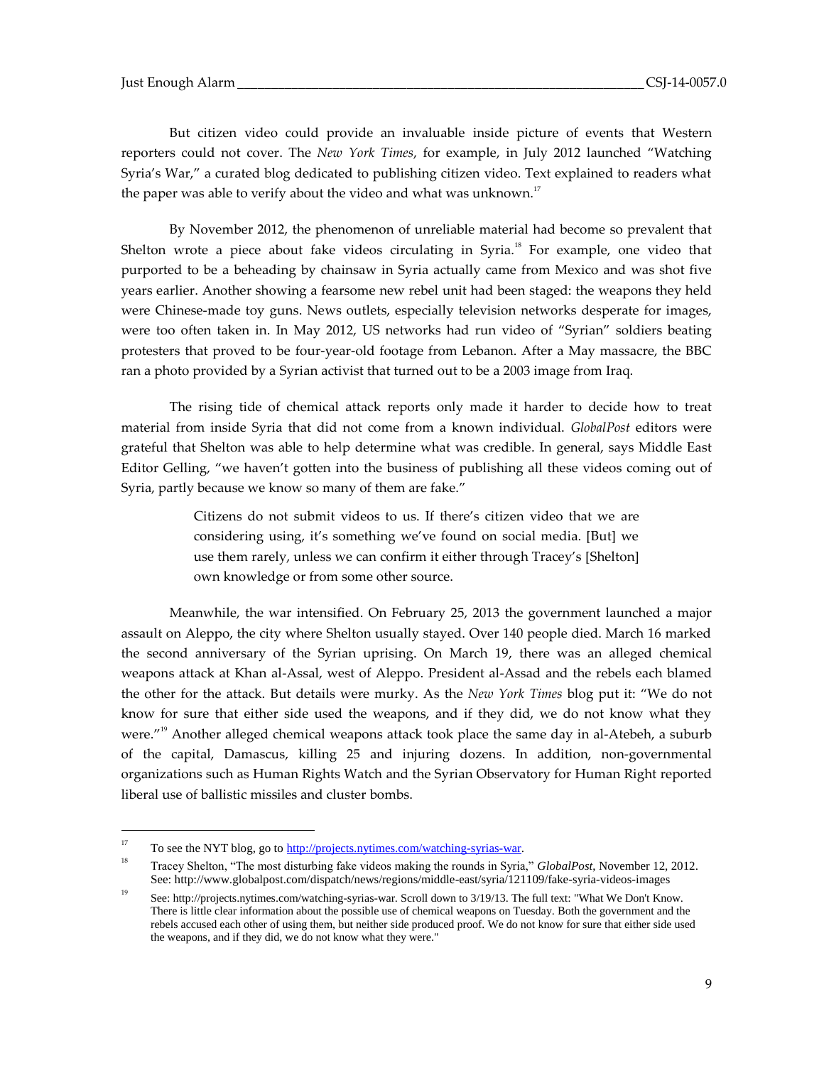But citizen video could provide an invaluable inside picture of events that Western reporters could not cover. The *New York Times*, for example, in July 2012 launched "Watching Syria's War," a curated blog dedicated to publishing citizen video. Text explained to readers what the paper was able to verify about the video and what was unknown.[17]

By November 2012, the phenomenon of unreliable material had become so prevalent that Shelton wrote a piece about fake videos circulating in Syria.[18] For example, one video that purported to be a beheading by chainsaw in Syria actually came from Mexico and was shot five years earlier. Another showing a fearsome new rebel unit had been staged: the weapons they held were Chinese-made toy guns. News outlets, especially television networks desperate for images, were too often taken in. In May 2012, US networks had run video of "Syrian" soldiers beating protesters that proved to be four-year-old footage from Lebanon. After a May massacre, the BBC ran a photo provided by a Syrian activist that turned out to be a 2003 image from Iraq.

The rising tide of chemical attack reports only made it harder to decide how to treat material from inside Syria that did not come from a known individual. *GlobalPost* editors were grateful that Shelton was able to help determine what was credible. In general, says Middle East Editor Gelling, "we haven't gotten into the business of publishing all these videos coming out of Syria, partly because we know so many of them are fake."

> Citizens do not submit videos to us. If there's citizen video that we are considering using, it's something we've found on social media. [But] we use them rarely, unless we can confirm it either through Tracey's [Shelton] own knowledge or from some other source.

Meanwhile, the war intensified. On February 25, 2013 the government launched a major assault on Aleppo, the city where Shelton usually stayed. Over 140 people died. March 16 marked the second anniversary of the Syrian uprising. On March 19, there was an alleged chemical weapons attack at Khan al-Assal, west of Aleppo. President al-Assad and the rebels each blamed the other for the attack. But details were murky. As the *New York Times* blog put it: "We do not know for sure that either side used the weapons, and if they did, we do not know what they were."[19] Another alleged chemical weapons attack took place the same day in al-Atebeh, a suburb of the capital, Damascus, killing 25 and injuring dozens. In addition, non-governmental organizations such as Human Rights Watch and the Syrian Observatory for Human Right reported liberal use of ballistic missiles and cluster bombs.

---

[17] To see the NYT blog, go to http://projects.nytimes.com/watching-syrias-war.

[18] Tracey Shelton, "The most disturbing fake videos making the rounds in Syria," *GlobalPost*, November 12, 2012. See: http://www.globalpost.com/dispatch/news/regions/middle-east/syria/121109/fake-syria-videos-images

[19] See: http://projects.nytimes.com/watching-syrias-war. Scroll down to 3/19/13. The full text: "What We Don't Know. There is little clear information about the possible use of chemical weapons on Tuesday. Both the government and the rebels accused each other of using them, but neither side produced proof. We do not know for sure that either side used the weapons, and if they did, we do not know what they were."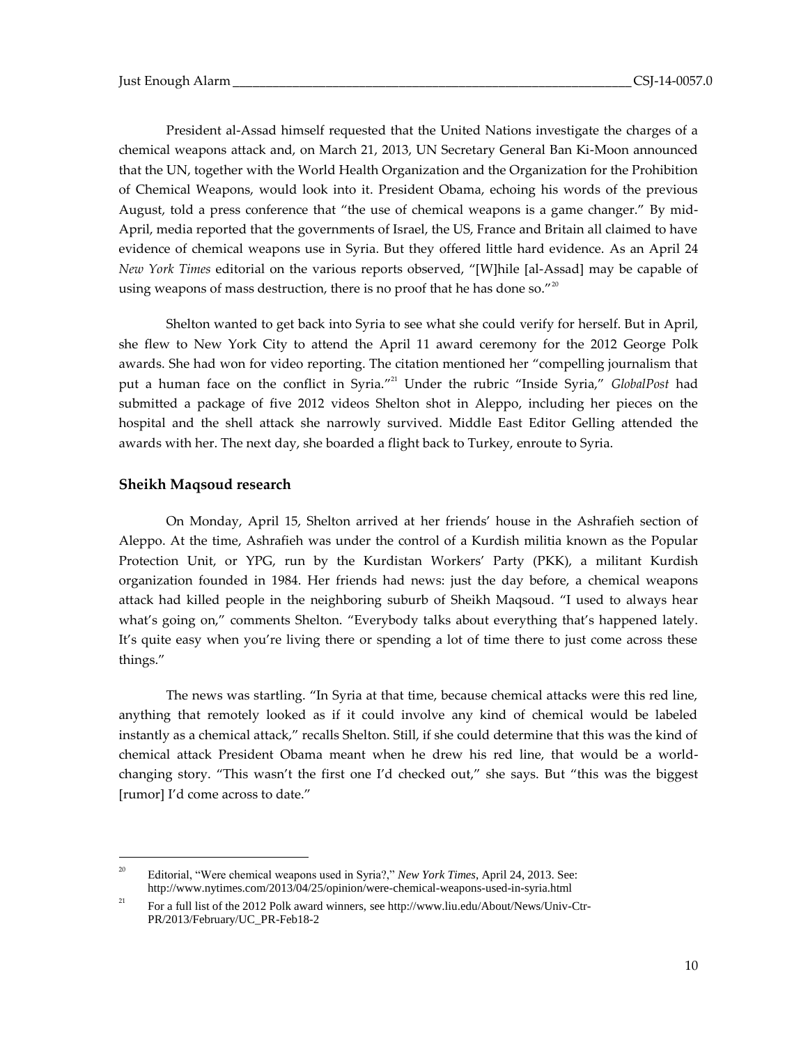President al-Assad himself requested that the United Nations investigate the charges of a chemical weapons attack and, on March 21, 2013, UN Secretary General Ban Ki-Moon announced that the UN, together with the World Health Organization and the Organization for the Prohibition of Chemical Weapons, would look into it. President Obama, echoing his words of the previous August, told a press conference that "the use of chemical weapons is a game changer." By mid-April, media reported that the governments of Israel, the US, France and Britain all claimed to have evidence of chemical weapons use in Syria. But they offered little hard evidence. As an April 24 *New York Times* editorial on the various reports observed, "[W]hile [al-Assad] may be capable of using weapons of mass destruction, there is no proof that he has done so."[20]

Shelton wanted to get back into Syria to see what she could verify for herself. But in April, she flew to New York City to attend the April 11 award ceremony for the 2012 George Polk awards. She had won for video reporting. The citation mentioned her "compelling journalism that put a human face on the conflict in Syria."[21] Under the rubric "Inside Syria," *GlobalPost* had submitted a package of five 2012 videos Shelton shot in Aleppo, including her pieces on the hospital and the shell attack she narrowly survived. Middle East Editor Gelling attended the awards with her. The next day, she boarded a flight back to Turkey, enroute to Syria.

### Sheikh Maqsoud research

On Monday, April 15, Shelton arrived at her friends' house in the Ashrafieh section of Aleppo. At the time, Ashrafieh was under the control of a Kurdish militia known as the Popular Protection Unit, or YPG, run by the Kurdistan Workers' Party (PKK), a militant Kurdish organization founded in 1984. Her friends had news: just the day before, a chemical weapons attack had killed people in the neighboring suburb of Sheikh Maqsoud. "I used to always hear what's going on," comments Shelton. "Everybody talks about everything that's happened lately. It's quite easy when you're living there or spending a lot of time there to just come across these things."

The news was startling. "In Syria at that time, because chemical attacks were this red line, anything that remotely looked as if it could involve any kind of chemical would be labeled instantly as a chemical attack," recalls Shelton. Still, if she could determine that this was the kind of chemical attack President Obama meant when he drew his red line, that would be a world-changing story. "This wasn't the first one I'd checked out," she says. But "this was the biggest [rumor] I'd come across to date."

---

[20] Editorial, "Were chemical weapons used in Syria?," *New York Times*, April 24, 2013. See: http://www.nytimes.com/2013/04/25/opinion/were-chemical-weapons-used-in-syria.html

[21] For a full list of the 2012 Polk award winners, see http://www.liu.edu/About/News/Univ-Ctr-PR/2013/February/UC_PR-Feb18-2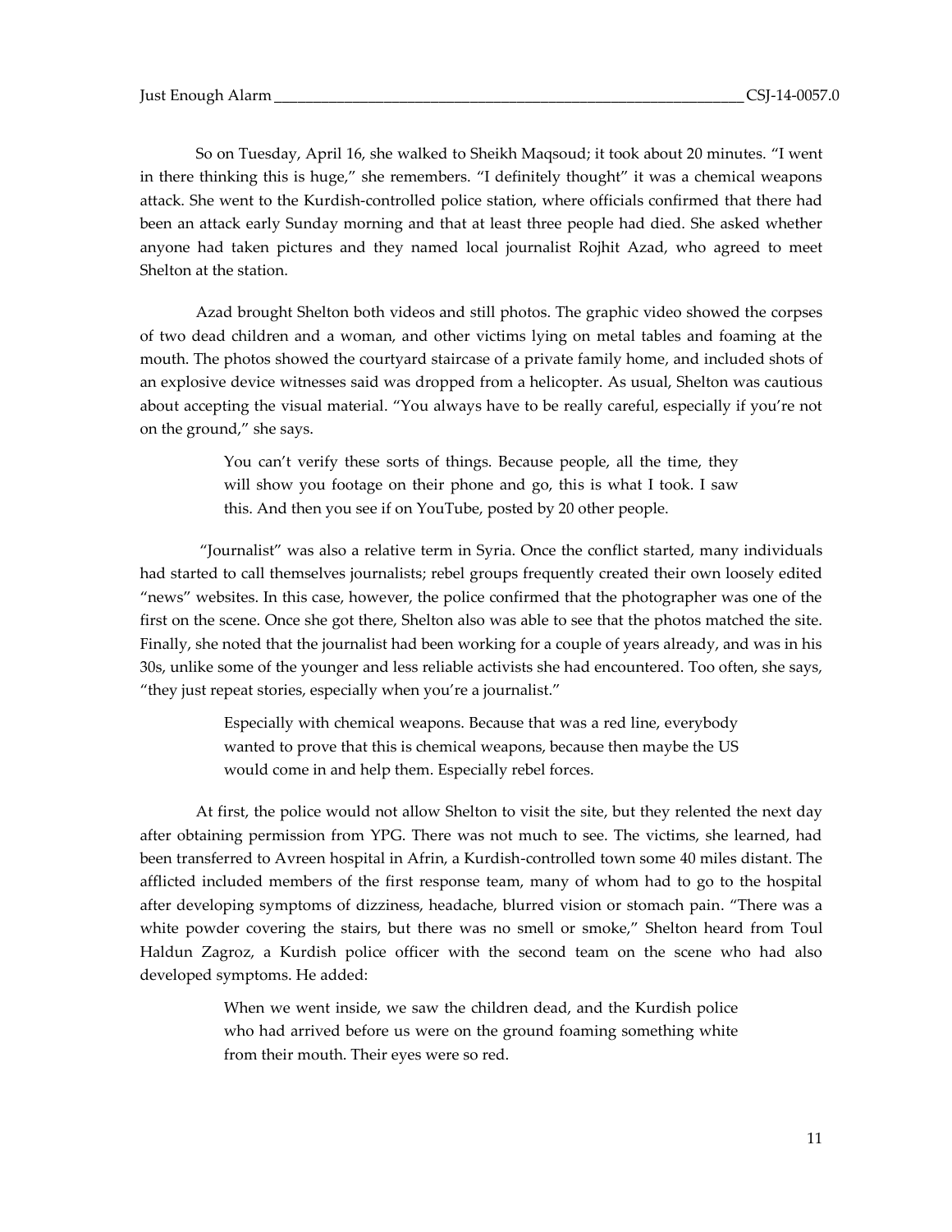So on Tuesday, April 16, she walked to Sheikh Maqsoud; it took about 20 minutes. "I went in there thinking this is huge," she remembers. "I definitely thought" it was a chemical weapons attack. She went to the Kurdish-controlled police station, where officials confirmed that there had been an attack early Sunday morning and that at least three people had died. She asked whether anyone had taken pictures and they named local journalist Rojhit Azad, who agreed to meet Shelton at the station.

Azad brought Shelton both videos and still photos. The graphic video showed the corpses of two dead children and a woman, and other victims lying on metal tables and foaming at the mouth. The photos showed the courtyard staircase of a private family home, and included shots of an explosive device witnesses said was dropped from a helicopter. As usual, Shelton was cautious about accepting the visual material. "You always have to be really careful, especially if you're not on the ground," she says.

> You can't verify these sorts of things. Because people, all the time, they will show you footage on their phone and go, this is what I took. I saw this. And then you see if on YouTube, posted by 20 other people.

"Journalist" was also a relative term in Syria. Once the conflict started, many individuals had started to call themselves journalists; rebel groups frequently created their own loosely edited "news" websites. In this case, however, the police confirmed that the photographer was one of the first on the scene. Once she got there, Shelton also was able to see that the photos matched the site. Finally, she noted that the journalist had been working for a couple of years already, and was in his 30s, unlike some of the younger and less reliable activists she had encountered. Too often, she says, "they just repeat stories, especially when you're a journalist."

> Especially with chemical weapons. Because that was a red line, everybody wanted to prove that this is chemical weapons, because then maybe the US would come in and help them. Especially rebel forces.

At first, the police would not allow Shelton to visit the site, but they relented the next day after obtaining permission from YPG. There was not much to see. The victims, she learned, had been transferred to Avreen hospital in Afrin, a Kurdish-controlled town some 40 miles distant. The afflicted included members of the first response team, many of whom had to go to the hospital after developing symptoms of dizziness, headache, blurred vision or stomach pain. "There was a white powder covering the stairs, but there was no smell or smoke," Shelton heard from Toul Haldun Zagroz, a Kurdish police officer with the second team on the scene who had also developed symptoms. He added:

> When we went inside, we saw the children dead, and the Kurdish police who had arrived before us were on the ground foaming something white from their mouth. Their eyes were so red.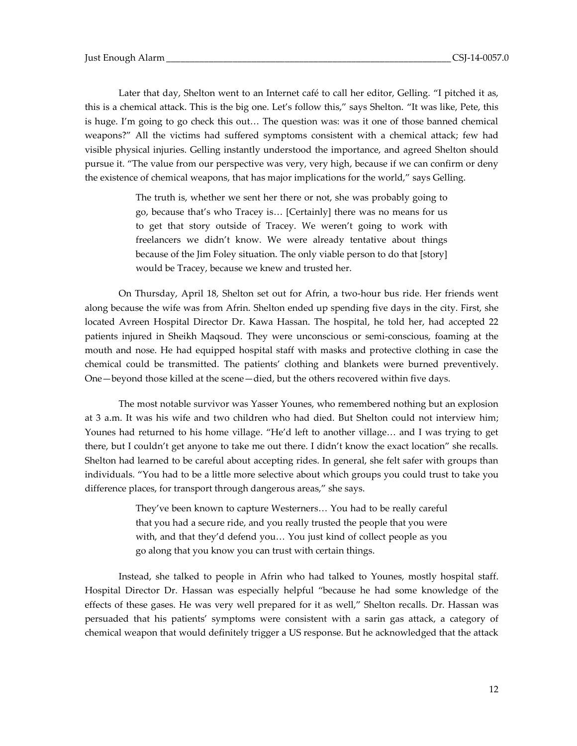Later that day, Shelton went to an Internet café to call her editor, Gelling. "I pitched it as, this is a chemical attack. This is the big one. Let's follow this," says Shelton. "It was like, Pete, this is huge. I'm going to go check this out… The question was: was it one of those banned chemical weapons?" All the victims had suffered symptoms consistent with a chemical attack; few had visible physical injuries. Gelling instantly understood the importance, and agreed Shelton should pursue it. "The value from our perspective was very, very high, because if we can confirm or deny the existence of chemical weapons, that has major implications for the world," says Gelling.

> The truth is, whether we sent her there or not, she was probably going to go, because that's who Tracey is… [Certainly] there was no means for us to get that story outside of Tracey. We weren't going to work with freelancers we didn't know. We were already tentative about things because of the Jim Foley situation. The only viable person to do that [story] would be Tracey, because we knew and trusted her.

On Thursday, April 18, Shelton set out for Afrin, a two-hour bus ride. Her friends went along because the wife was from Afrin. Shelton ended up spending five days in the city. First, she located Avreen Hospital Director Dr. Kawa Hassan. The hospital, he told her, had accepted 22 patients injured in Sheikh Maqsoud. They were unconscious or semi-conscious, foaming at the mouth and nose. He had equipped hospital staff with masks and protective clothing in case the chemical could be transmitted. The patients' clothing and blankets were burned preventively. One—beyond those killed at the scene—died, but the others recovered within five days.

The most notable survivor was Yasser Younes, who remembered nothing but an explosion at 3 a.m. It was his wife and two children who had died. But Shelton could not interview him; Younes had returned to his home village. "He'd left to another village… and I was trying to get there, but I couldn't get anyone to take me out there. I didn't know the exact location" she recalls. Shelton had learned to be careful about accepting rides. In general, she felt safer with groups than individuals. "You had to be a little more selective about which groups you could trust to take you difference places, for transport through dangerous areas," she says.

> They've been known to capture Westerners… You had to be really careful that you had a secure ride, and you really trusted the people that you were with, and that they'd defend you… You just kind of collect people as you go along that you know you can trust with certain things.

Instead, she talked to people in Afrin who had talked to Younes, mostly hospital staff. Hospital Director Dr. Hassan was especially helpful "because he had some knowledge of the effects of these gases. He was very well prepared for it as well," Shelton recalls. Dr. Hassan was persuaded that his patients' symptoms were consistent with a sarin gas attack, a category of chemical weapon that would definitely trigger a US response. But he acknowledged that the attack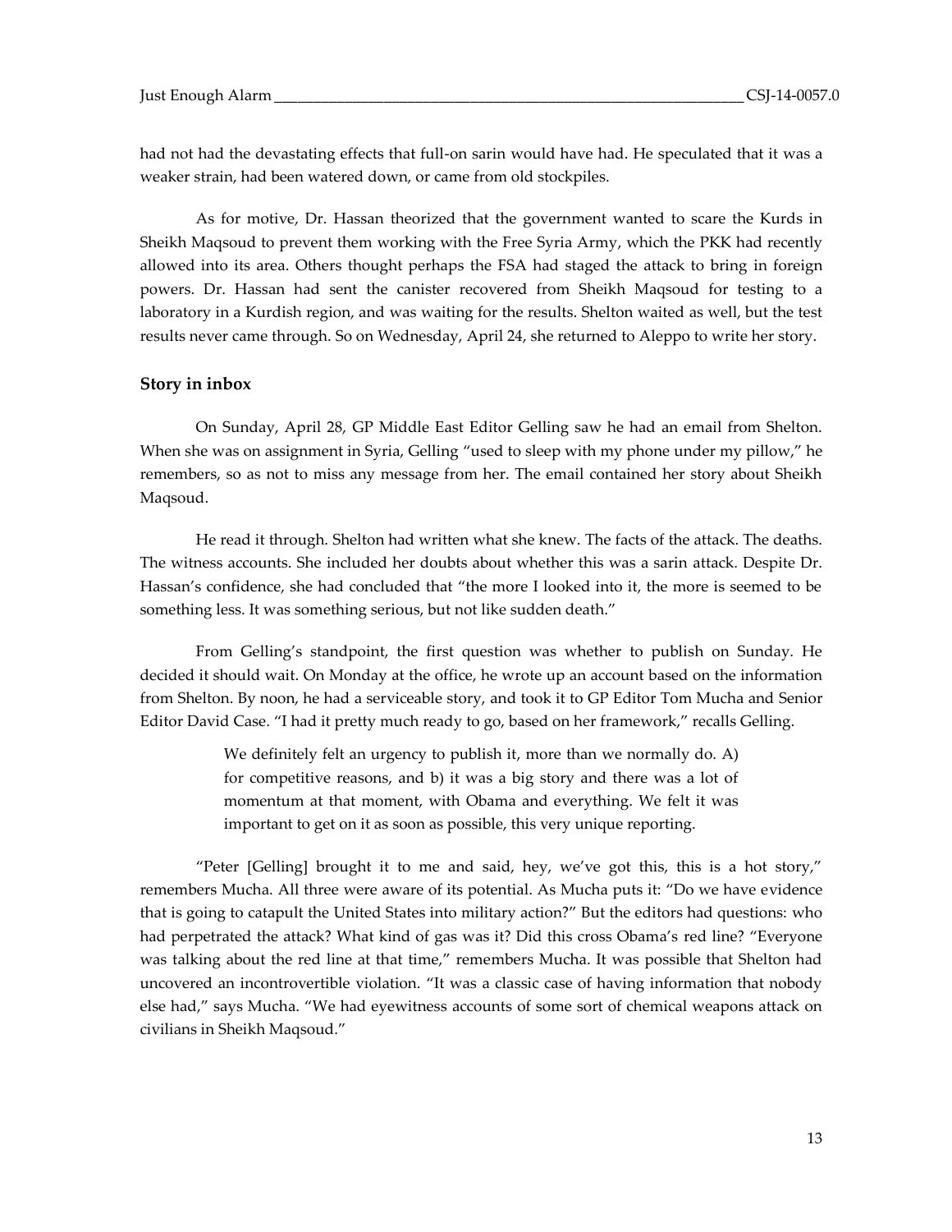had not had the devastating effects that full-on sarin would have had. He speculated that it was a weaker strain, had been watered down, or came from old stockpiles.

As for motive, Dr. Hassan theorized that the government wanted to scare the Kurds in Sheikh Maqsoud to prevent them working with the Free Syria Army, which the PKK had recently allowed into its area. Others thought perhaps the FSA had staged the attack to bring in foreign powers. Dr. Hassan had sent the canister recovered from Sheikh Maqsoud for testing to a laboratory in a Kurdish region, and was waiting for the results. Shelton waited as well, but the test results never came through. So on Wednesday, April 24, she returned to Aleppo to write her story.

### Story in inbox

On Sunday, April 28, GP Middle East Editor Gelling saw he had an email from Shelton. When she was on assignment in Syria, Gelling "used to sleep with my phone under my pillow," he remembers, so as not to miss any message from her. The email contained her story about Sheikh Maqsoud.

He read it through. Shelton had written what she knew. The facts of the attack. The deaths. The witness accounts. She included her doubts about whether this was a sarin attack. Despite Dr. Hassan's confidence, she had concluded that "the more I looked into it, the more is seemed to be something less. It was something serious, but not like sudden death."

From Gelling's standpoint, the first question was whether to publish on Sunday. He decided it should wait. On Monday at the office, he wrote up an account based on the information from Shelton. By noon, he had a serviceable story, and took it to GP Editor Tom Mucha and Senior Editor David Case. "I had it pretty much ready to go, based on her framework," recalls Gelling.

> We definitely felt an urgency to publish it, more than we normally do. A) for competitive reasons, and b) it was a big story and there was a lot of momentum at that moment, with Obama and everything. We felt it was important to get on it as soon as possible, this very unique reporting.

"Peter [Gelling] brought it to me and said, hey, we've got this, this is a hot story," remembers Mucha. All three were aware of its potential. As Mucha puts it: "Do we have evidence that is going to catapult the United States into military action?" But the editors had questions: who had perpetrated the attack? What kind of gas was it? Did this cross Obama's red line? "Everyone was talking about the red line at that time," remembers Mucha. It was possible that Shelton had uncovered an incontrovertible violation. "It was a classic case of having information that nobody else had," says Mucha. "We had eyewitness accounts of some sort of chemical weapons attack on civilians in Sheikh Maqsoud."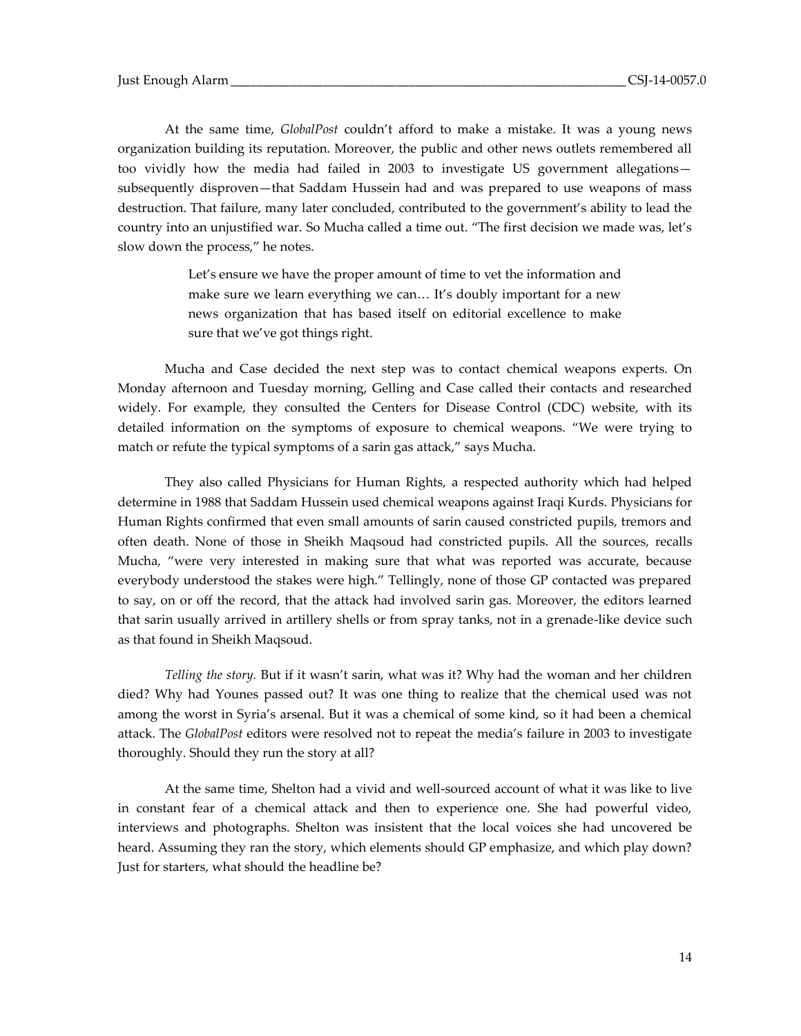At the same time, *GlobalPost* couldn't afford to make a mistake. It was a young news organization building its reputation. Moreover, the public and other news outlets remembered all too vividly how the media had failed in 2003 to investigate US government allegations—subsequently disproven—that Saddam Hussein had and was prepared to use weapons of mass destruction. That failure, many later concluded, contributed to the government's ability to lead the country into an unjustified war. So Mucha called a time out. "The first decision we made was, let's slow down the process," he notes.

> Let's ensure we have the proper amount of time to vet the information and make sure we learn everything we can… It's doubly important for a new news organization that has based itself on editorial excellence to make sure that we've got things right.

Mucha and Case decided the next step was to contact chemical weapons experts. On Monday afternoon and Tuesday morning, Gelling and Case called their contacts and researched widely. For example, they consulted the Centers for Disease Control (CDC) website, with its detailed information on the symptoms of exposure to chemical weapons. "We were trying to match or refute the typical symptoms of a sarin gas attack," says Mucha.

They also called Physicians for Human Rights, a respected authority which had helped determine in 1988 that Saddam Hussein used chemical weapons against Iraqi Kurds. Physicians for Human Rights confirmed that even small amounts of sarin caused constricted pupils, tremors and often death. None of those in Sheikh Maqsoud had constricted pupils. All the sources, recalls Mucha, "were very interested in making sure that what was reported was accurate, because everybody understood the stakes were high." Tellingly, none of those GP contacted was prepared to say, on or off the record, that the attack had involved sarin gas. Moreover, the editors learned that sarin usually arrived in artillery shells or from spray tanks, not in a grenade-like device such as that found in Sheikh Maqsoud.

*Telling the story.* But if it wasn't sarin, what was it? Why had the woman and her children died? Why had Younes passed out? It was one thing to realize that the chemical used was not among the worst in Syria's arsenal. But it was a chemical of some kind, so it had been a chemical attack. The *GlobalPost* editors were resolved not to repeat the media's failure in 2003 to investigate thoroughly. Should they run the story at all?

At the same time, Shelton had a vivid and well-sourced account of what it was like to live in constant fear of a chemical attack and then to experience one. She had powerful video, interviews and photographs. Shelton was insistent that the local voices she had uncovered be heard. Assuming they ran the story, which elements should GP emphasize, and which play down? Just for starters, what should the headline be?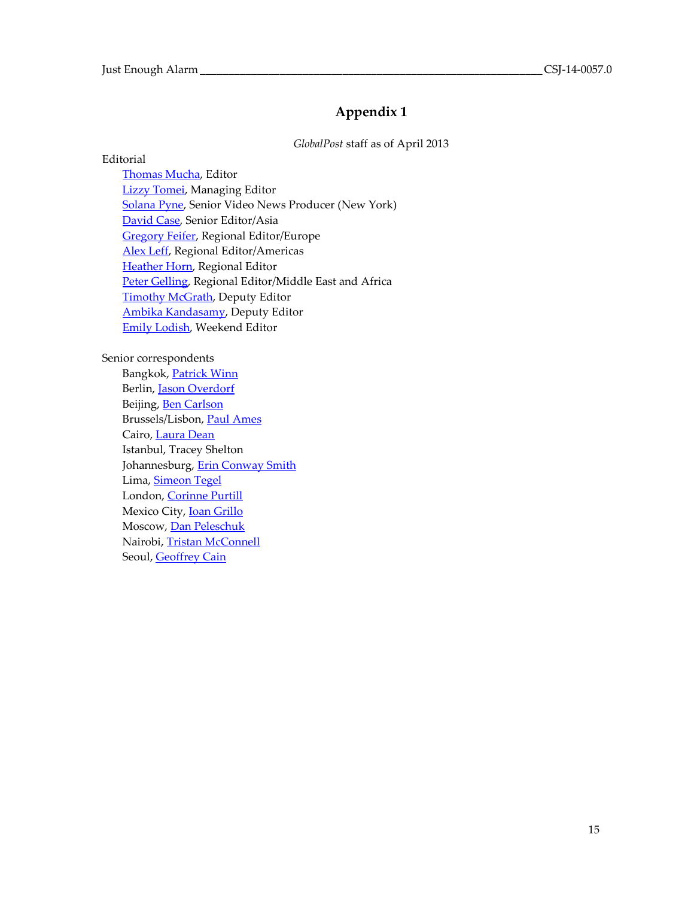## Appendix 1

*GlobalPost* staff as of April 2013

Editorial

- Thomas Mucha, Editor
- Lizzy Tomei, Managing Editor
- Solana Pyne, Senior Video News Producer (New York)
- David Case, Senior Editor/Asia
- Gregory Feifer, Regional Editor/Europe
- Alex Leff, Regional Editor/Americas
- Heather Horn, Regional Editor
- Peter Gelling, Regional Editor/Middle East and Africa
- Timothy McGrath, Deputy Editor
- Ambika Kandasamy, Deputy Editor
- Emily Lodish, Weekend Editor

Senior correspondents

- Bangkok, Patrick Winn
- Berlin, Jason Overdorf
- Beijing, Ben Carlson
- Brussels/Lisbon, Paul Ames
- Cairo, Laura Dean
- Istanbul, Tracey Shelton
- Johannesburg, Erin Conway Smith
- Lima, Simeon Tegel
- London, Corinne Purtill
- Mexico City, Ioan Grillo
- Moscow, Dan Peleschuk
- Nairobi, Tristan McConnell
- Seoul, Geoffrey Cain